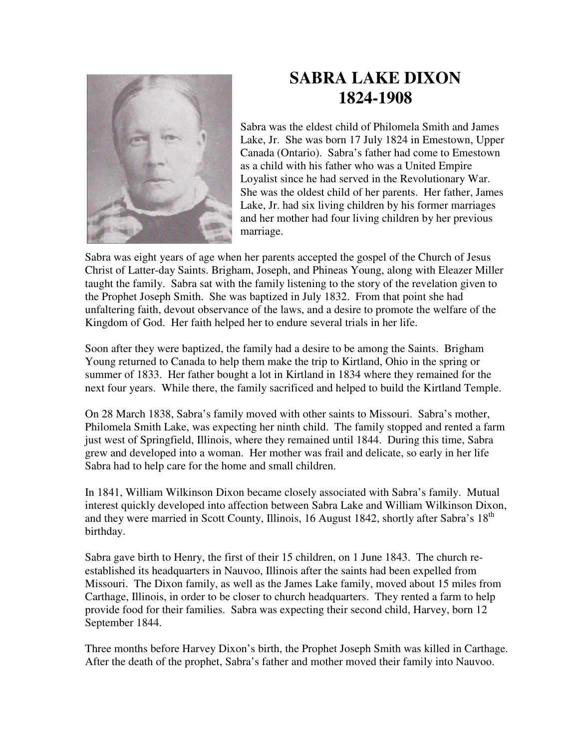# SABRA LAKE DIXON
# 1824-1908

Sabra was the eldest child of Philomela Smith and James Lake, Jr. She was born 17 July 1824 in Emestown, Upper Canada (Ontario). Sabra's father had come to Emestown as a child with his father who was a United Empire Loyalist since he had served in the Revolutionary War. She was the oldest child of her parents. Her father, James Lake, Jr. had six living children by his former marriages and her mother had four living children by her previous marriage.

Sabra was eight years of age when her parents accepted the gospel of the Church of Jesus Christ of Latter-day Saints. Brigham, Joseph, and Phineas Young, along with Eleazer Miller taught the family. Sabra sat with the family listening to the story of the revelation given to the Prophet Joseph Smith. She was baptized in July 1832. From that point she had unfaltering faith, devout observance of the laws, and a desire to promote the welfare of the Kingdom of God. Her faith helped her to endure several trials in her life.

Soon after they were baptized, the family had a desire to be among the Saints. Brigham Young returned to Canada to help them make the trip to Kirtland, Ohio in the spring or summer of 1833. Her father bought a lot in Kirtland in 1834 where they remained for the next four years. While there, the family sacrificed and helped to build the Kirtland Temple.

On 28 March 1838, Sabra's family moved with other saints to Missouri. Sabra's mother, Philomela Smith Lake, was expecting her ninth child. The family stopped and rented a farm just west of Springfield, Illinois, where they remained until 1844. During this time, Sabra grew and developed into a woman. Her mother was frail and delicate, so early in her life Sabra had to help care for the home and small children.

In 1841, William Wilkinson Dixon became closely associated with Sabra's family. Mutual interest quickly developed into affection between Sabra Lake and William Wilkinson Dixon, and they were married in Scott County, Illinois, 16 August 1842, shortly after Sabra's 18th birthday.

Sabra gave birth to Henry, the first of their 15 children, on 1 June 1843. The church re-established its headquarters in Nauvoo, Illinois after the saints had been expelled from Missouri. The Dixon family, as well as the James Lake family, moved about 15 miles from Carthage, Illinois, in order to be closer to church headquarters. They rented a farm to help provide food for their families. Sabra was expecting their second child, Harvey, born 12 September 1844.

Three months before Harvey Dixon's birth, the Prophet Joseph Smith was killed in Carthage. After the death of the prophet, Sabra's father and mother moved their family into Nauvoo.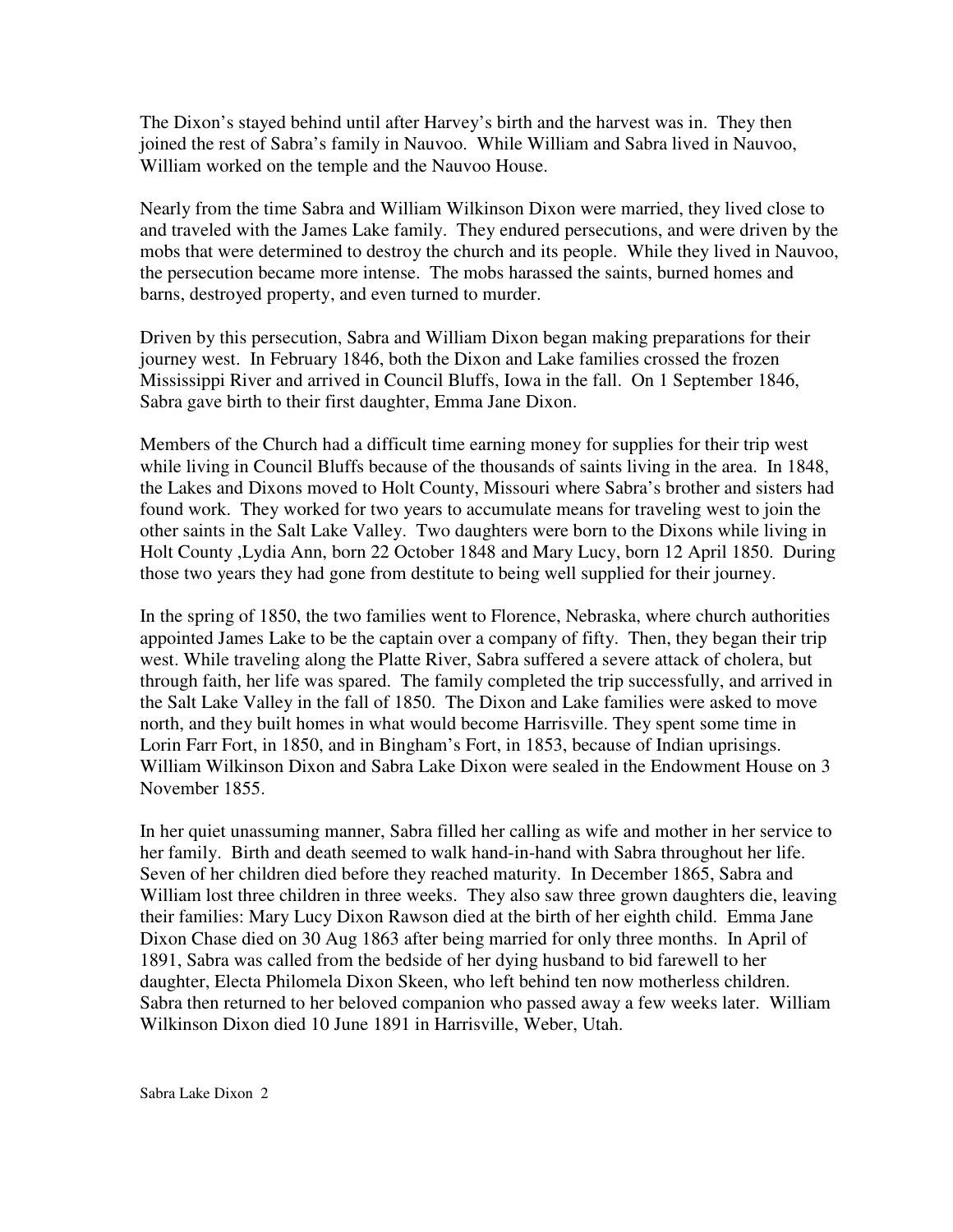The Dixon's stayed behind until after Harvey's birth and the harvest was in. They then joined the rest of Sabra's family in Nauvoo. While William and Sabra lived in Nauvoo, William worked on the temple and the Nauvoo House.

Nearly from the time Sabra and William Wilkinson Dixon were married, they lived close to and traveled with the James Lake family. They endured persecutions, and were driven by the mobs that were determined to destroy the church and its people. While they lived in Nauvoo, the persecution became more intense. The mobs harassed the saints, burned homes and barns, destroyed property, and even turned to murder.

Driven by this persecution, Sabra and William Dixon began making preparations for their journey west. In February 1846, both the Dixon and Lake families crossed the frozen Mississippi River and arrived in Council Bluffs, Iowa in the fall. On 1 September 1846, Sabra gave birth to their first daughter, Emma Jane Dixon.

Members of the Church had a difficult time earning money for supplies for their trip west while living in Council Bluffs because of the thousands of saints living in the area. In 1848, the Lakes and Dixons moved to Holt County, Missouri where Sabra's brother and sisters had found work. They worked for two years to accumulate means for traveling west to join the other saints in the Salt Lake Valley. Two daughters were born to the Dixons while living in Holt County ,Lydia Ann, born 22 October 1848 and Mary Lucy, born 12 April 1850. During those two years they had gone from destitute to being well supplied for their journey.

In the spring of 1850, the two families went to Florence, Nebraska, where church authorities appointed James Lake to be the captain over a company of fifty. Then, they began their trip west. While traveling along the Platte River, Sabra suffered a severe attack of cholera, but through faith, her life was spared. The family completed the trip successfully, and arrived in the Salt Lake Valley in the fall of 1850. The Dixon and Lake families were asked to move north, and they built homes in what would become Harrisville. They spent some time in Lorin Farr Fort, in 1850, and in Bingham's Fort, in 1853, because of Indian uprisings. William Wilkinson Dixon and Sabra Lake Dixon were sealed in the Endowment House on 3 November 1855.

In her quiet unassuming manner, Sabra filled her calling as wife and mother in her service to her family. Birth and death seemed to walk hand-in-hand with Sabra throughout her life. Seven of her children died before they reached maturity. In December 1865, Sabra and William lost three children in three weeks. They also saw three grown daughters die, leaving their families: Mary Lucy Dixon Rawson died at the birth of her eighth child. Emma Jane Dixon Chase died on 30 Aug 1863 after being married for only three months. In April of 1891, Sabra was called from the bedside of her dying husband to bid farewell to her daughter, Electa Philomela Dixon Skeen, who left behind ten now motherless children. Sabra then returned to her beloved companion who passed away a few weeks later. William Wilkinson Dixon died 10 June 1891 in Harrisville, Weber, Utah.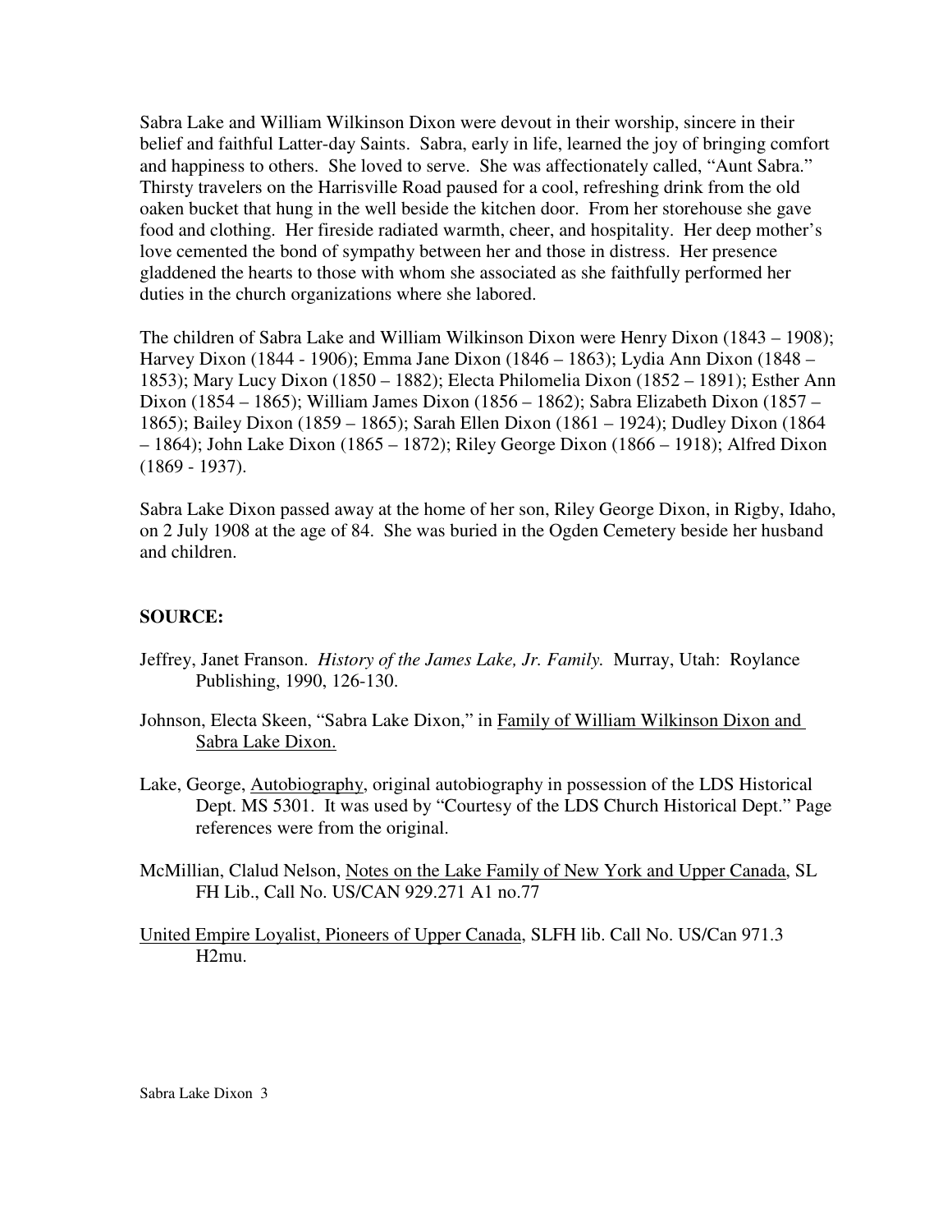Sabra Lake and William Wilkinson Dixon were devout in their worship, sincere in their belief and faithful Latter-day Saints. Sabra, early in life, learned the joy of bringing comfort and happiness to others. She loved to serve. She was affectionately called, "Aunt Sabra." Thirsty travelers on the Harrisville Road paused for a cool, refreshing drink from the old oaken bucket that hung in the well beside the kitchen door. From her storehouse she gave food and clothing. Her fireside radiated warmth, cheer, and hospitality. Her deep mother's love cemented the bond of sympathy between her and those in distress. Her presence gladdened the hearts to those with whom she associated as she faithfully performed her duties in the church organizations where she labored.

The children of Sabra Lake and William Wilkinson Dixon were Henry Dixon (1843 – 1908); Harvey Dixon (1844 - 1906); Emma Jane Dixon (1846 – 1863); Lydia Ann Dixon (1848 – 1853); Mary Lucy Dixon (1850 – 1882); Electa Philomelia Dixon (1852 – 1891); Esther Ann Dixon (1854 – 1865); William James Dixon (1856 – 1862); Sabra Elizabeth Dixon (1857 – 1865); Bailey Dixon (1859 – 1865); Sarah Ellen Dixon (1861 – 1924); Dudley Dixon (1864 – 1864); John Lake Dixon (1865 – 1872); Riley George Dixon (1866 – 1918); Alfred Dixon (1869 - 1937).

Sabra Lake Dixon passed away at the home of her son, Riley George Dixon, in Rigby, Idaho, on 2 July 1908 at the age of 84. She was buried in the Ogden Cemetery beside her husband and children.

**SOURCE:**

Jeffrey, Janet Franson. *History of the James Lake, Jr. Family.* Murray, Utah: Roylance Publishing, 1990, 126-130.

Johnson, Electa Skeen, "Sabra Lake Dixon," in Family of William Wilkinson Dixon and Sabra Lake Dixon.

Lake, George, Autobiography, original autobiography in possession of the LDS Historical Dept. MS 5301. It was used by "Courtesy of the LDS Church Historical Dept." Page references were from the original.

McMillian, Clalud Nelson, Notes on the Lake Family of New York and Upper Canada, SL FH Lib., Call No. US/CAN 929.271 A1 no.77

United Empire Loyalist, Pioneers of Upper Canada, SLFH lib. Call No. US/Can 971.3 H2mu.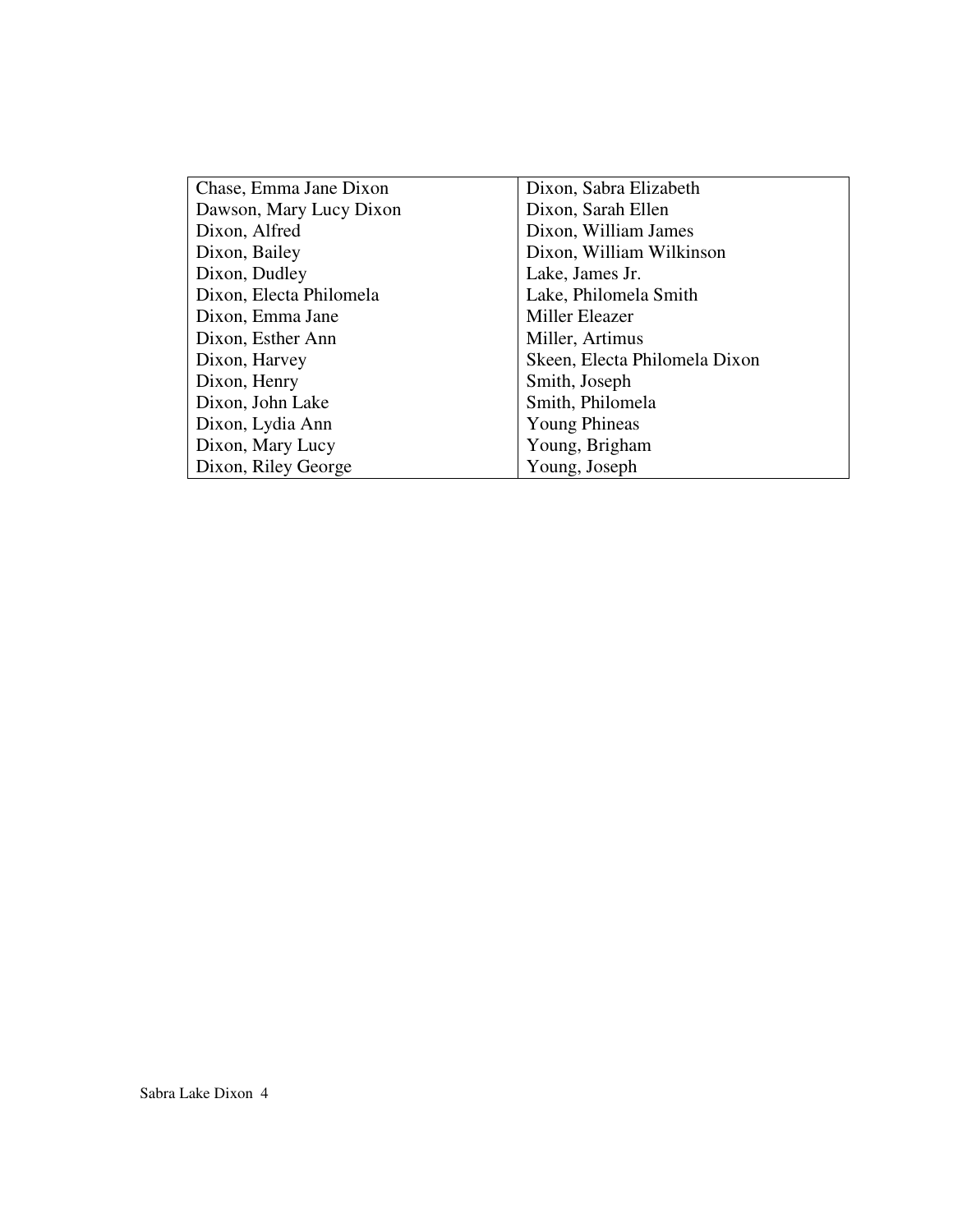| | |
|---|---|
| Chase, Emma Jane Dixon | Dixon, Sabra Elizabeth |
| Dawson, Mary Lucy Dixon | Dixon, Sarah Ellen |
| Dixon, Alfred | Dixon, William James |
| Dixon, Bailey | Dixon, William Wilkinson |
| Dixon, Dudley | Lake, James Jr. |
| Dixon, Electa Philomela | Lake, Philomela Smith |
| Dixon, Emma Jane | Miller Eleazer |
| Dixon, Esther Ann | Miller, Artimus |
| Dixon, Harvey | Skeen, Electa Philomela Dixon |
| Dixon, Henry | Smith, Joseph |
| Dixon, John Lake | Smith, Philomela |
| Dixon, Lydia Ann | Young Phineas |
| Dixon, Mary Lucy | Young, Brigham |
| Dixon, Riley George | Young, Joseph |